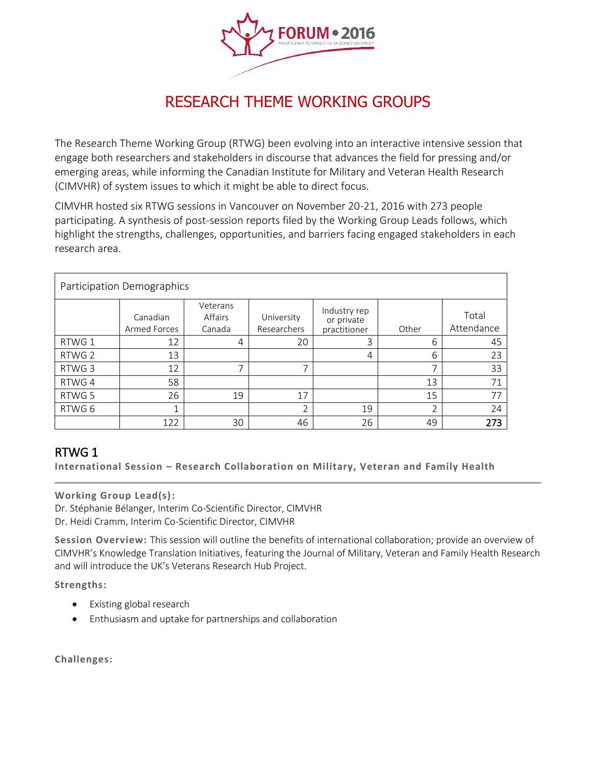# RESEARCH THEME WORKING GROUPS

The Research Theme Working Group (RTWG) been evolving into an interactive intensive session that engage both researchers and stakeholders in discourse that advances the field for pressing and/or emerging areas, while informing the Canadian Institute for Military and Veteran Health Research (CIMVHR) of system issues to which it might be able to direct focus.

CIMVHR hosted six RTWG sessions in Vancouver on November 20-21, 2016 with 273 people participating. A synthesis of post-session reports filed by the Working Group Leads follows, which highlight the strengths, challenges, opportunities, and barriers facing engaged stakeholders in each research area.

| Participation Demographics | | | | | | |
|---|---|---|---|---|---|---|
| | Canadian Armed Forces | Veterans Affairs Canada | University Researchers | Industry rep or private practitioner | Other | Total Attendance |
| RTWG 1 | 12 | 4 | 20 | 3 | 6 | 45 |
| RTWG 2 | 13 | | | 4 | 6 | 23 |
| RTWG 3 | 12 | 7 | 7 | | 7 | 33 |
| RTWG 4 | 58 | | | | 13 | 71 |
| RTWG 5 | 26 | 19 | 17 | | 15 | 77 |
| RTWG 6 | 1 | | 2 | 19 | 2 | 24 |
| | 122 | 30 | 46 | 26 | 49 | **273** |

## RTWG 1

**International Session – Research Collaboration on Military, Veteran and Family Health**

**Working Group Lead(s):**
Dr. Stéphanie Bélanger, Interim Co-Scientific Director, CIMVHR
Dr. Heidi Cramm, Interim Co-Scientific Director, CIMVHR

**Session Overview:** This session will outline the benefits of international collaboration; provide an overview of CIMVHR's Knowledge Translation Initiatives, featuring the Journal of Military, Veteran and Family Health Research and will introduce the UK's Veterans Research Hub Project.

**Strengths:**

- Existing global research
- Enthusiasm and uptake for partnerships and collaboration

**Challenges:**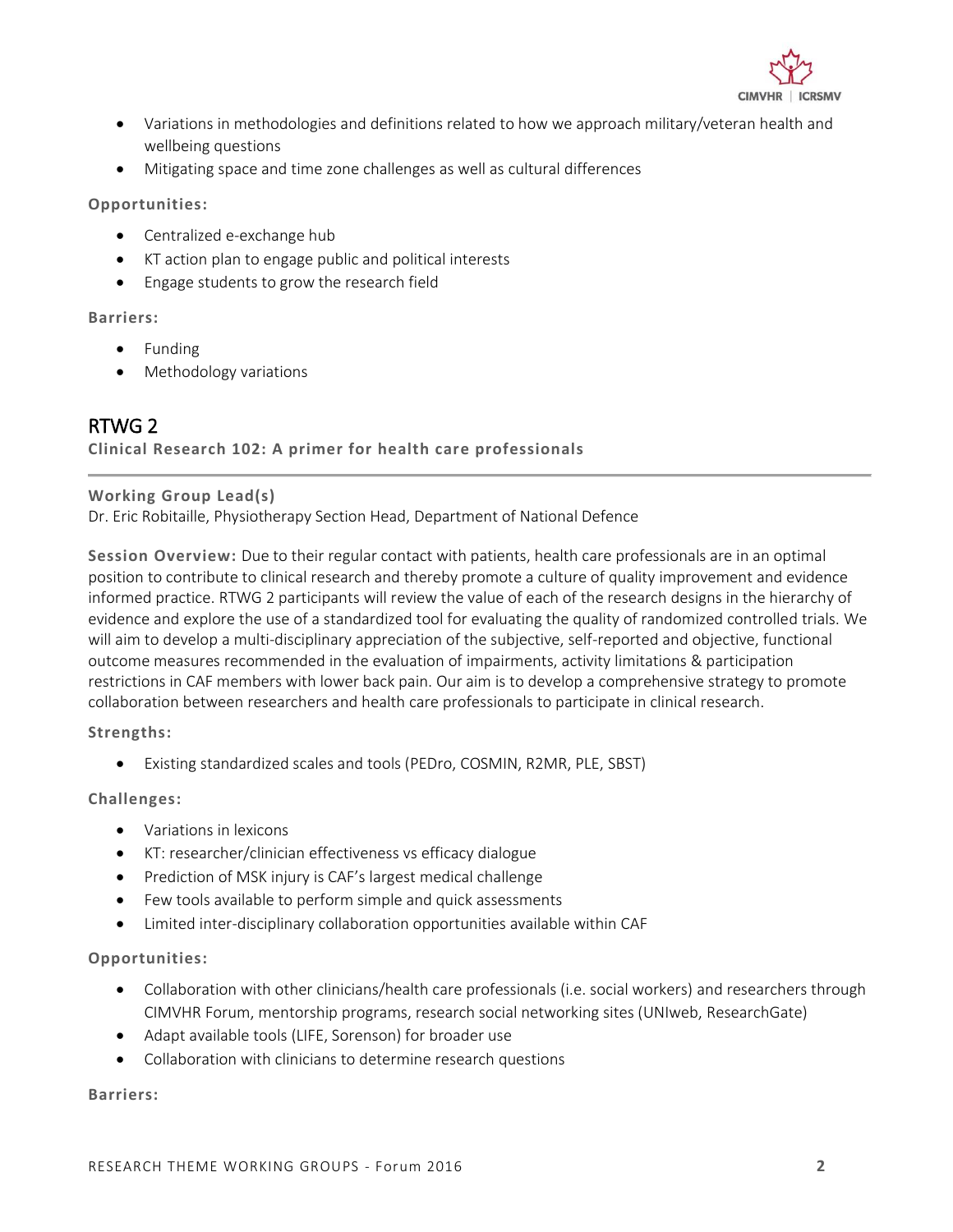- Variations in methodologies and definitions related to how we approach military/veteran health and wellbeing questions
- Mitigating space and time zone challenges as well as cultural differences

**Opportunities:**

- Centralized e-exchange hub
- KT action plan to engage public and political interests
- Engage students to grow the research field

**Barriers:**

- Funding
- Methodology variations

## RTWG 2

**Clinical Research 102: A primer for health care professionals**

---

**Working Group Lead(s)**
Dr. Eric Robitaille, Physiotherapy Section Head, Department of National Defence

**Session Overview:** Due to their regular contact with patients, health care professionals are in an optimal position to contribute to clinical research and thereby promote a culture of quality improvement and evidence informed practice. RTWG 2 participants will review the value of each of the research designs in the hierarchy of evidence and explore the use of a standardized tool for evaluating the quality of randomized controlled trials. We will aim to develop a multi-disciplinary appreciation of the subjective, self-reported and objective, functional outcome measures recommended in the evaluation of impairments, activity limitations & participation restrictions in CAF members with lower back pain. Our aim is to develop a comprehensive strategy to promote collaboration between researchers and health care professionals to participate in clinical research.

**Strengths:**

- Existing standardized scales and tools (PEDro, COSMIN, R2MR, PLE, SBST)

**Challenges:**

- Variations in lexicons
- KT: researcher/clinician effectiveness vs efficacy dialogue
- Prediction of MSK injury is CAF's largest medical challenge
- Few tools available to perform simple and quick assessments
- Limited inter-disciplinary collaboration opportunities available within CAF

**Opportunities:**

- Collaboration with other clinicians/health care professionals (i.e. social workers) and researchers through CIMVHR Forum, mentorship programs, research social networking sites (UNIweb, ResearchGate)
- Adapt available tools (LIFE, Sorenson) for broader use
- Collaboration with clinicians to determine research questions

**Barriers:**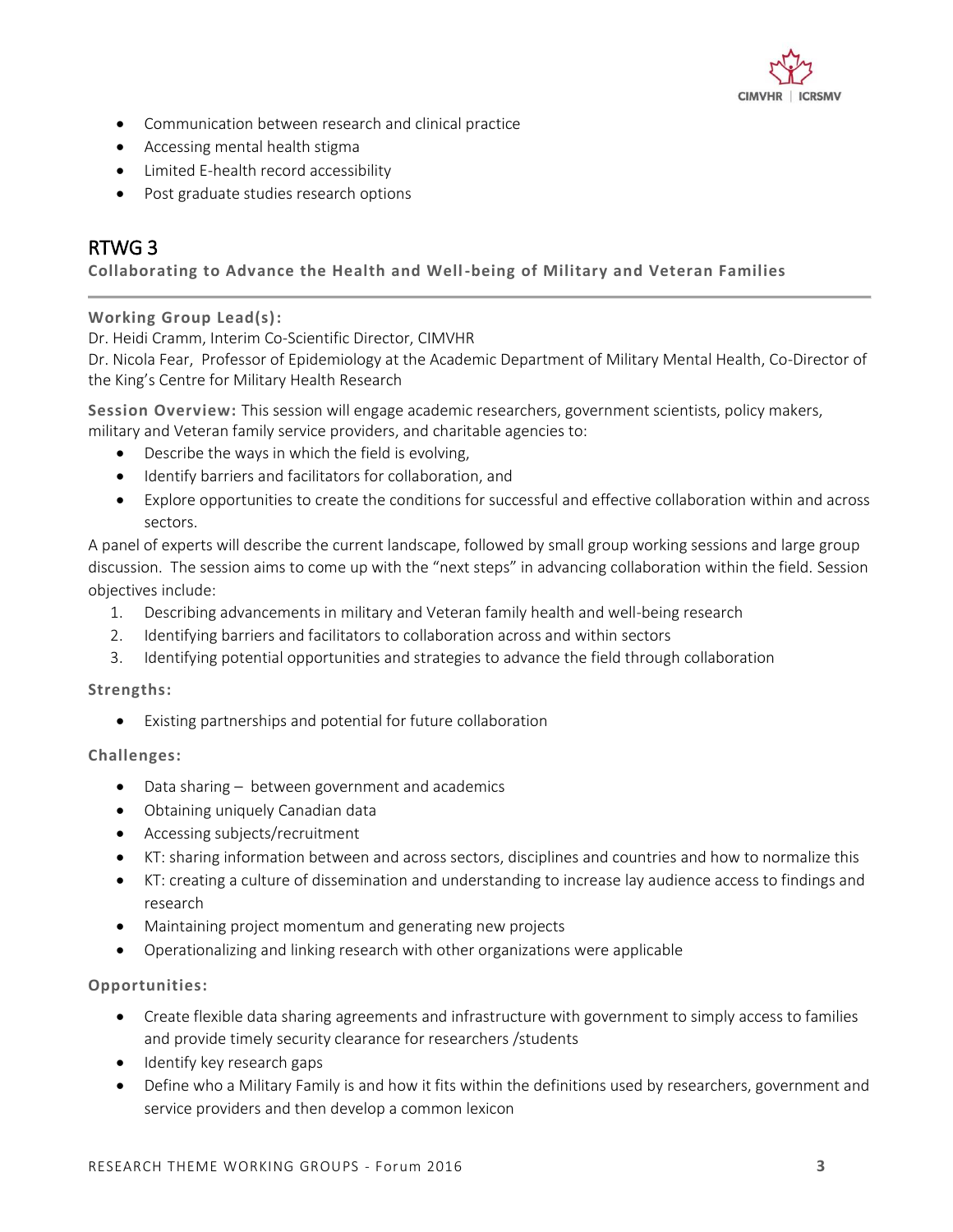- Communication between research and clinical practice
- Accessing mental health stigma
- Limited E-health record accessibility
- Post graduate studies research options

## RTWG 3

### Collaborating to Advance the Health and Well-being of Military and Veteran Families

**Working Group Lead(s):**
Dr. Heidi Cramm, Interim Co-Scientific Director, CIMVHR
Dr. Nicola Fear, Professor of Epidemiology at the Academic Department of Military Mental Health, Co-Director of the King's Centre for Military Health Research

**Session Overview:** This session will engage academic researchers, government scientists, policy makers, military and Veteran family service providers, and charitable agencies to:

- Describe the ways in which the field is evolving,
- Identify barriers and facilitators for collaboration, and
- Explore opportunities to create the conditions for successful and effective collaboration within and across sectors.

A panel of experts will describe the current landscape, followed by small group working sessions and large group discussion. The session aims to come up with the "next steps" in advancing collaboration within the field. Session objectives include:

1. Describing advancements in military and Veteran family health and well-being research
2. Identifying barriers and facilitators to collaboration across and within sectors
3. Identifying potential opportunities and strategies to advance the field through collaboration

**Strengths:**

- Existing partnerships and potential for future collaboration

**Challenges:**

- Data sharing – between government and academics
- Obtaining uniquely Canadian data
- Accessing subjects/recruitment
- KT: sharing information between and across sectors, disciplines and countries and how to normalize this
- KT: creating a culture of dissemination and understanding to increase lay audience access to findings and research
- Maintaining project momentum and generating new projects
- Operationalizing and linking research with other organizations were applicable

**Opportunities:**

- Create flexible data sharing agreements and infrastructure with government to simply access to families and provide timely security clearance for researchers /students
- Identify key research gaps
- Define who a Military Family is and how it fits within the definitions used by researchers, government and service providers and then develop a common lexicon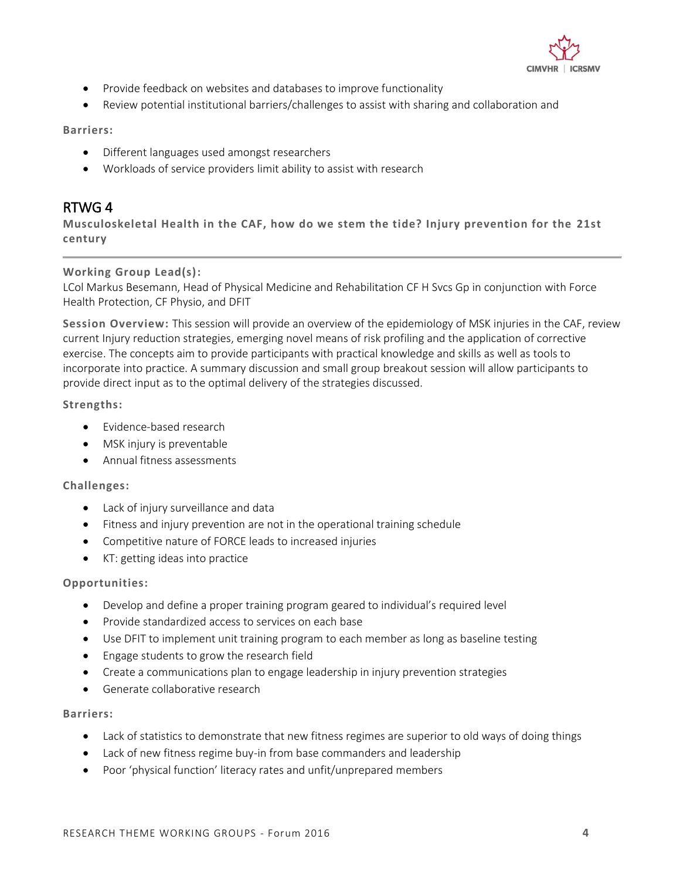- Provide feedback on websites and databases to improve functionality
- Review potential institutional barriers/challenges to assist with sharing and collaboration and

**Barriers:**

- Different languages used amongst researchers
- Workloads of service providers limit ability to assist with research

## RTWG 4

**Musculoskeletal Health in the CAF, how do we stem the tide? Injury prevention for the 21st century**

---

**Working Group Lead(s):**
LCol Markus Besemann, Head of Physical Medicine and Rehabilitation CF H Svcs Gp in conjunction with Force Health Protection, CF Physio, and DFIT

**Session Overview:** This session will provide an overview of the epidemiology of MSK injuries in the CAF, review current Injury reduction strategies, emerging novel means of risk profiling and the application of corrective exercise. The concepts aim to provide participants with practical knowledge and skills as well as tools to incorporate into practice. A summary discussion and small group breakout session will allow participants to provide direct input as to the optimal delivery of the strategies discussed.

**Strengths:**

- Evidence-based research
- MSK injury is preventable
- Annual fitness assessments

**Challenges:**

- Lack of injury surveillance and data
- Fitness and injury prevention are not in the operational training schedule
- Competitive nature of FORCE leads to increased injuries
- KT: getting ideas into practice

**Opportunities:**

- Develop and define a proper training program geared to individual's required level
- Provide standardized access to services on each base
- Use DFIT to implement unit training program to each member as long as baseline testing
- Engage students to grow the research field
- Create a communications plan to engage leadership in injury prevention strategies
- Generate collaborative research

**Barriers:**

- Lack of statistics to demonstrate that new fitness regimes are superior to old ways of doing things
- Lack of new fitness regime buy-in from base commanders and leadership
- Poor 'physical function' literacy rates and unfit/unprepared members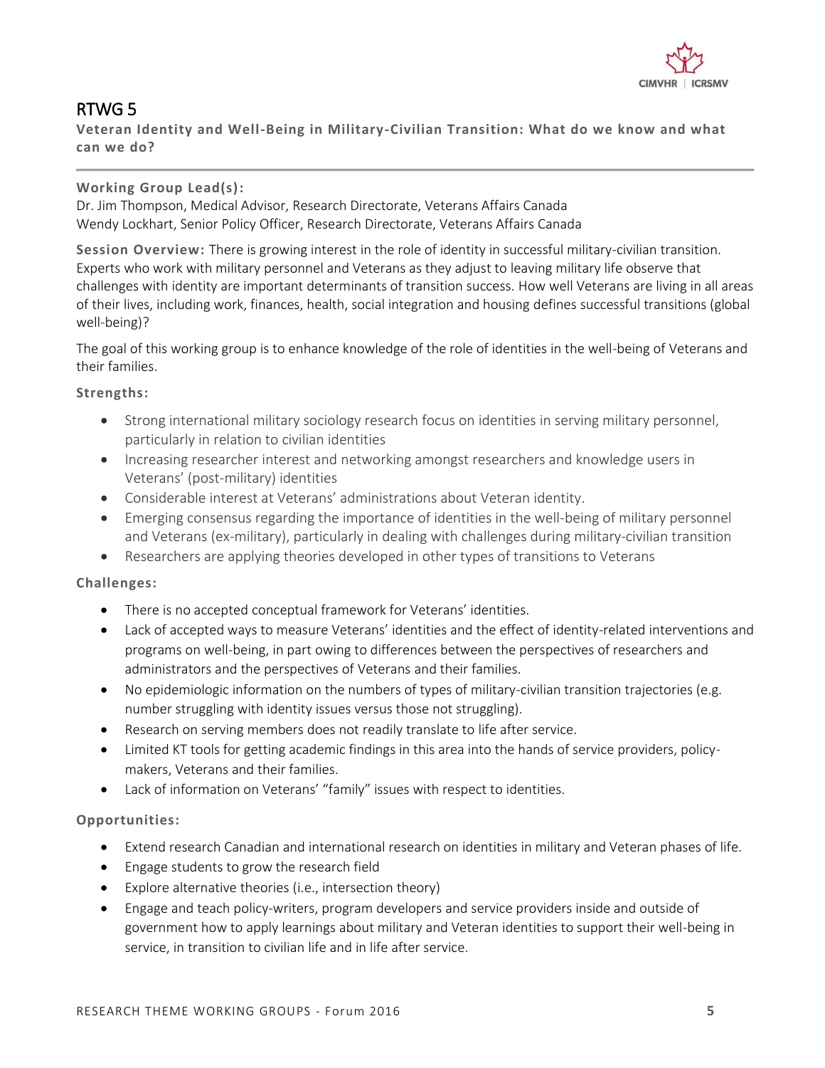# RTWG 5

**Veteran Identity and Well-Being in Military-Civilian Transition: What do we know and what can we do?**

**Working Group Lead(s):**
Dr. Jim Thompson, Medical Advisor, Research Directorate, Veterans Affairs Canada
Wendy Lockhart, Senior Policy Officer, Research Directorate, Veterans Affairs Canada

**Session Overview:** There is growing interest in the role of identity in successful military-civilian transition. Experts who work with military personnel and Veterans as they adjust to leaving military life observe that challenges with identity are important determinants of transition success. How well Veterans are living in all areas of their lives, including work, finances, health, social integration and housing defines successful transitions (global well-being)?

The goal of this working group is to enhance knowledge of the role of identities in the well-being of Veterans and their families.

**Strengths:**

- Strong international military sociology research focus on identities in serving military personnel, particularly in relation to civilian identities
- Increasing researcher interest and networking amongst researchers and knowledge users in Veterans' (post-military) identities
- Considerable interest at Veterans' administrations about Veteran identity.
- Emerging consensus regarding the importance of identities in the well-being of military personnel and Veterans (ex-military), particularly in dealing with challenges during military-civilian transition
- Researchers are applying theories developed in other types of transitions to Veterans

**Challenges:**

- There is no accepted conceptual framework for Veterans' identities.
- Lack of accepted ways to measure Veterans' identities and the effect of identity-related interventions and programs on well-being, in part owing to differences between the perspectives of researchers and administrators and the perspectives of Veterans and their families.
- No epidemiologic information on the numbers of types of military-civilian transition trajectories (e.g. number struggling with identity issues versus those not struggling).
- Research on serving members does not readily translate to life after service.
- Limited KT tools for getting academic findings in this area into the hands of service providers, policy-makers, Veterans and their families.
- Lack of information on Veterans' "family" issues with respect to identities.

**Opportunities:**

- Extend research Canadian and international research on identities in military and Veteran phases of life.
- Engage students to grow the research field
- Explore alternative theories (i.e., intersection theory)
- Engage and teach policy-writers, program developers and service providers inside and outside of government how to apply learnings about military and Veteran identities to support their well-being in service, in transition to civilian life and in life after service.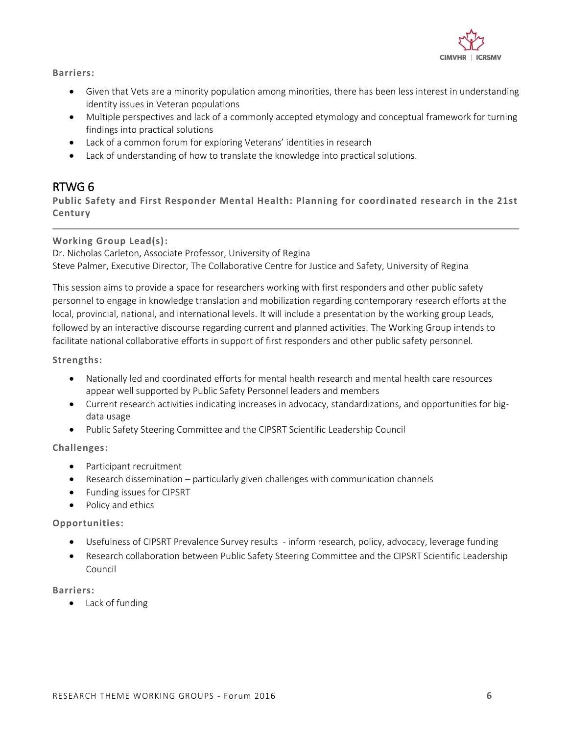**Barriers:**

- Given that Vets are a minority population among minorities, there has been less interest in understanding identity issues in Veteran populations
- Multiple perspectives and lack of a commonly accepted etymology and conceptual framework for turning findings into practical solutions
- Lack of a common forum for exploring Veterans' identities in research
- Lack of understanding of how to translate the knowledge into practical solutions.

## RTWG 6

**Public Safety and First Responder Mental Health: Planning for coordinated research in the 21st Century**

---

**Working Group Lead(s):**
Dr. Nicholas Carleton, Associate Professor, University of Regina
Steve Palmer, Executive Director, The Collaborative Centre for Justice and Safety, University of Regina

This session aims to provide a space for researchers working with first responders and other public safety personnel to engage in knowledge translation and mobilization regarding contemporary research efforts at the local, provincial, national, and international levels. It will include a presentation by the working group Leads, followed by an interactive discourse regarding current and planned activities. The Working Group intends to facilitate national collaborative efforts in support of first responders and other public safety personnel.

**Strengths:**

- Nationally led and coordinated efforts for mental health research and mental health care resources appear well supported by Public Safety Personnel leaders and members
- Current research activities indicating increases in advocacy, standardizations, and opportunities for big-data usage
- Public Safety Steering Committee and the CIPSRT Scientific Leadership Council

**Challenges:**

- Participant recruitment
- Research dissemination – particularly given challenges with communication channels
- Funding issues for CIPSRT
- Policy and ethics

**Opportunities:**

- Usefulness of CIPSRT Prevalence Survey results - inform research, policy, advocacy, leverage funding
- Research collaboration between Public Safety Steering Committee and the CIPSRT Scientific Leadership Council

**Barriers:**

- Lack of funding